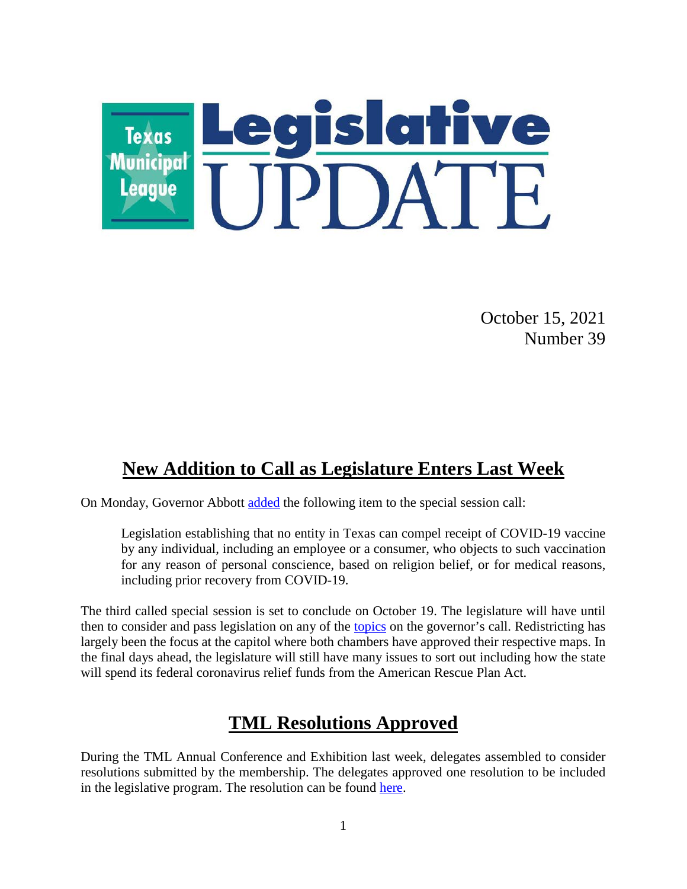# Texas Municipal League Legislative UPDATE

October 15, 2021
Number 39

## New Addition to Call as Legislature Enters Last Week

On Monday, Governor Abbott added the following item to the special session call:

> Legislation establishing that no entity in Texas can compel receipt of COVID-19 vaccine by any individual, including an employee or a consumer, who objects to such vaccination for any reason of personal conscience, based on religion belief, or for medical reasons, including prior recovery from COVID-19.

The third called special session is set to conclude on October 19. The legislature will have until then to consider and pass legislation on any of the topics on the governor's call. Redistricting has largely been the focus at the capitol where both chambers have approved their respective maps. In the final days ahead, the legislature will still have many issues to sort out including how the state will spend its federal coronavirus relief funds from the American Rescue Plan Act.

## TML Resolutions Approved

During the TML Annual Conference and Exhibition last week, delegates assembled to consider resolutions submitted by the membership. The delegates approved one resolution to be included in the legislative program. The resolution can be found here.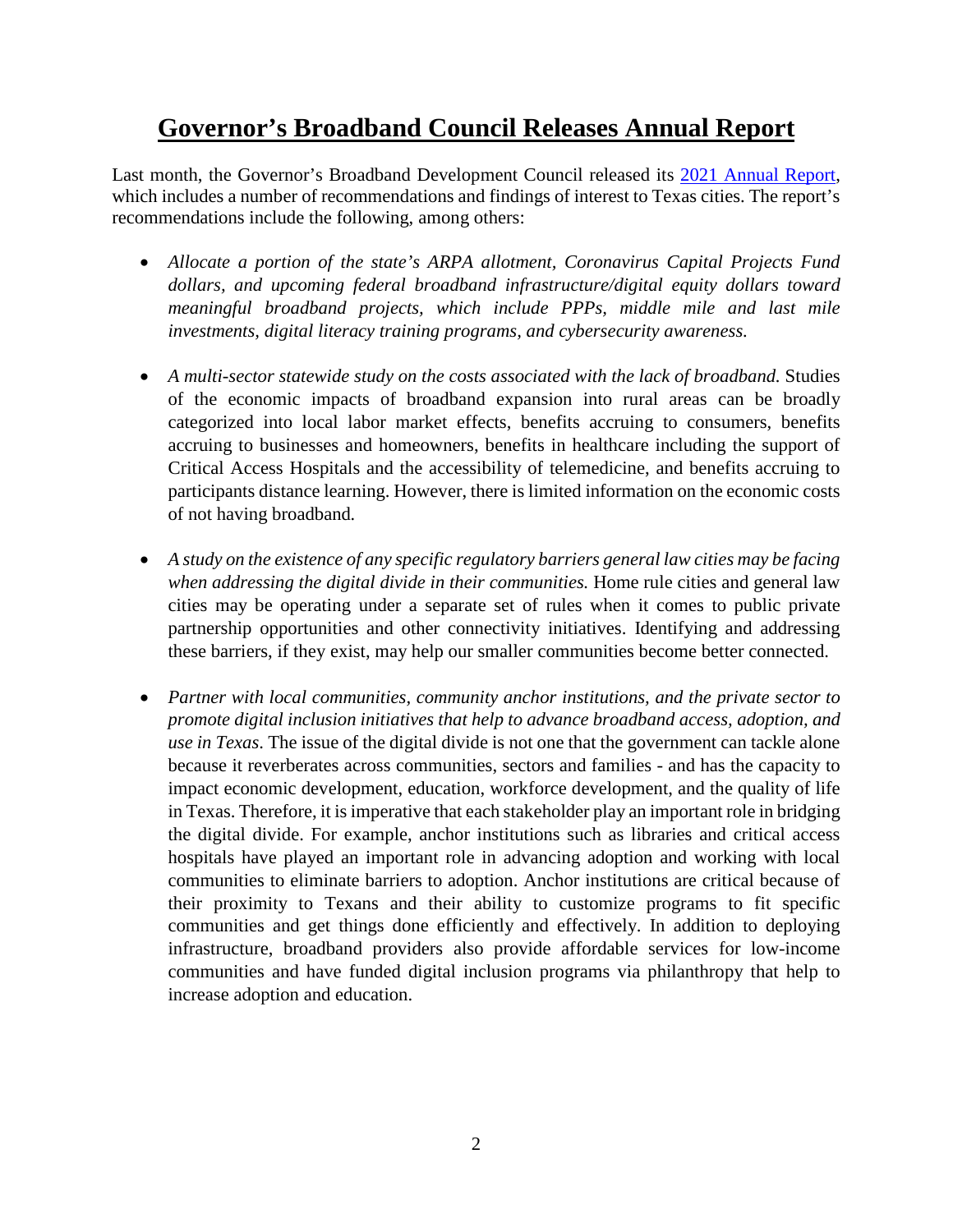# Governor's Broadband Council Releases Annual Report

Last month, the Governor's Broadband Development Council released its 2021 Annual Report, which includes a number of recommendations and findings of interest to Texas cities. The report's recommendations include the following, among others:

- *Allocate a portion of the state's ARPA allotment, Coronavirus Capital Projects Fund dollars, and upcoming federal broadband infrastructure/digital equity dollars toward meaningful broadband projects, which include PPPs, middle mile and last mile investments, digital literacy training programs, and cybersecurity awareness.*

- *A multi-sector statewide study on the costs associated with the lack of broadband.* Studies of the economic impacts of broadband expansion into rural areas can be broadly categorized into local labor market effects, benefits accruing to consumers, benefits accruing to businesses and homeowners, benefits in healthcare including the support of Critical Access Hospitals and the accessibility of telemedicine, and benefits accruing to participants distance learning. However, there is limited information on the economic costs of not having broadband.

- *A study on the existence of any specific regulatory barriers general law cities may be facing when addressing the digital divide in their communities.* Home rule cities and general law cities may be operating under a separate set of rules when it comes to public private partnership opportunities and other connectivity initiatives. Identifying and addressing these barriers, if they exist, may help our smaller communities become better connected.

- *Partner with local communities, community anchor institutions, and the private sector to promote digital inclusion initiatives that help to advance broadband access, adoption, and use in Texas*. The issue of the digital divide is not one that the government can tackle alone because it reverberates across communities, sectors and families - and has the capacity to impact economic development, education, workforce development, and the quality of life in Texas. Therefore, it is imperative that each stakeholder play an important role in bridging the digital divide. For example, anchor institutions such as libraries and critical access hospitals have played an important role in advancing adoption and working with local communities to eliminate barriers to adoption. Anchor institutions are critical because of their proximity to Texans and their ability to customize programs to fit specific communities and get things done efficiently and effectively. In addition to deploying infrastructure, broadband providers also provide affordable services for low-income communities and have funded digital inclusion programs via philanthropy that help to increase adoption and education.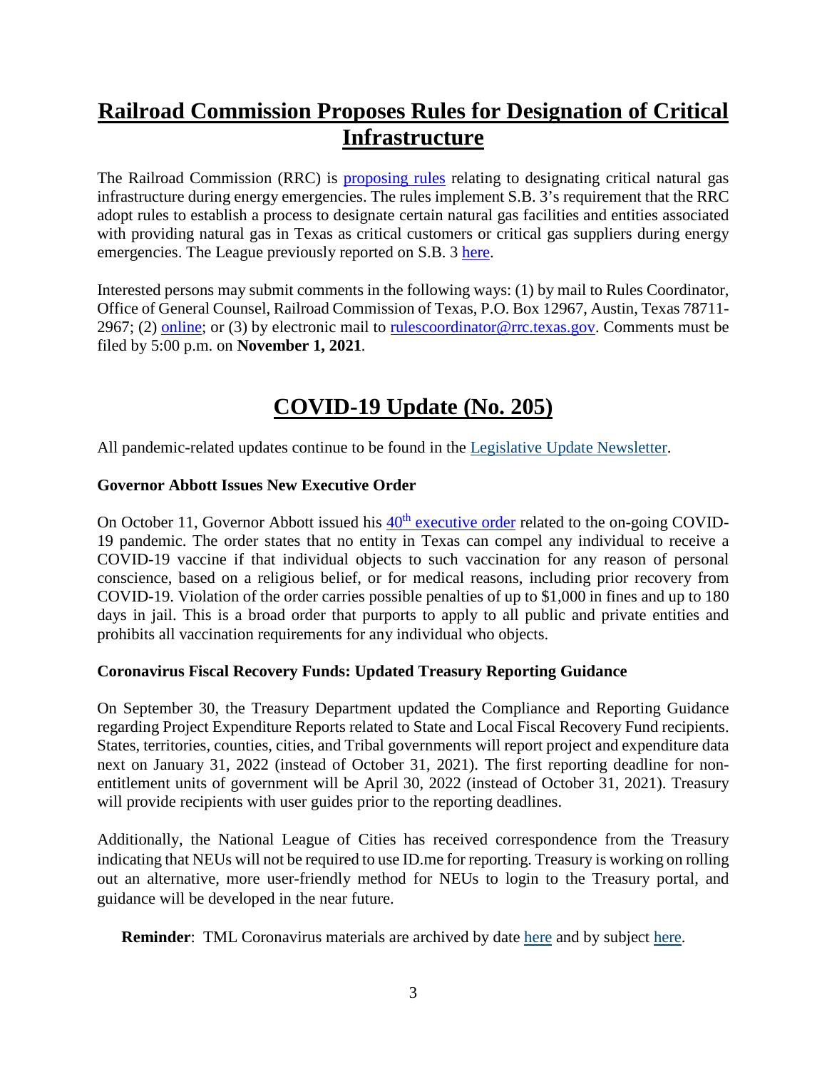# Railroad Commission Proposes Rules for Designation of Critical Infrastructure

The Railroad Commission (RRC) is proposing rules relating to designating critical natural gas infrastructure during energy emergencies. The rules implement S.B. 3's requirement that the RRC adopt rules to establish a process to designate certain natural gas facilities and entities associated with providing natural gas in Texas as critical customers or critical gas suppliers during energy emergencies. The League previously reported on S.B. 3 here.

Interested persons may submit comments in the following ways: (1) by mail to Rules Coordinator, Office of General Counsel, Railroad Commission of Texas, P.O. Box 12967, Austin, Texas 78711-2967; (2) online; or (3) by electronic mail to rulescoordinator@rrc.texas.gov. Comments must be filed by 5:00 p.m. on **November 1, 2021**.

# COVID-19 Update (No. 205)

All pandemic-related updates continue to be found in the Legislative Update Newsletter.

**Governor Abbott Issues New Executive Order**

On October 11, Governor Abbott issued his 40th executive order related to the on-going COVID-19 pandemic. The order states that no entity in Texas can compel any individual to receive a COVID-19 vaccine if that individual objects to such vaccination for any reason of personal conscience, based on a religious belief, or for medical reasons, including prior recovery from COVID-19. Violation of the order carries possible penalties of up to $1,000 in fines and up to 180 days in jail. This is a broad order that purports to apply to all public and private entities and prohibits all vaccination requirements for any individual who objects.

**Coronavirus Fiscal Recovery Funds: Updated Treasury Reporting Guidance**

On September 30, the Treasury Department updated the Compliance and Reporting Guidance regarding Project Expenditure Reports related to State and Local Fiscal Recovery Fund recipients. States, territories, counties, cities, and Tribal governments will report project and expenditure data next on January 31, 2022 (instead of October 31, 2021). The first reporting deadline for non-entitlement units of government will be April 30, 2022 (instead of October 31, 2021). Treasury will provide recipients with user guides prior to the reporting deadlines.

Additionally, the National League of Cities has received correspondence from the Treasury indicating that NEUs will not be required to use ID.me for reporting. Treasury is working on rolling out an alternative, more user-friendly method for NEUs to login to the Treasury portal, and guidance will be developed in the near future.

**Reminder**: TML Coronavirus materials are archived by date here and by subject here.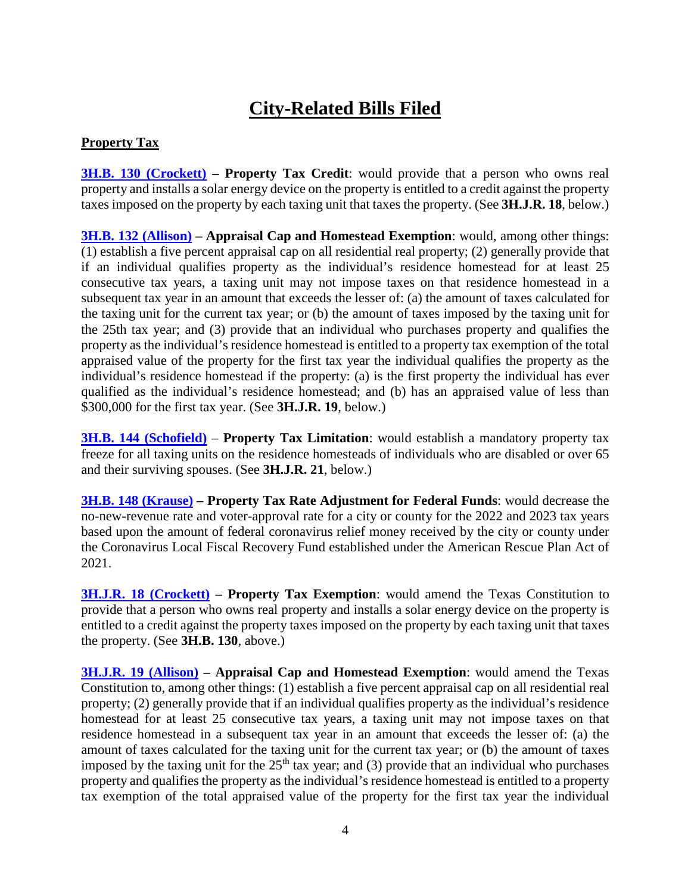# City-Related Bills Filed

## Property Tax

**3H.B. 130 (Crockett) – Property Tax Credit**: would provide that a person who owns real property and installs a solar energy device on the property is entitled to a credit against the property taxes imposed on the property by each taxing unit that taxes the property. (See **3H.J.R. 18**, below.)

**3H.B. 132 (Allison) – Appraisal Cap and Homestead Exemption**: would, among other things: (1) establish a five percent appraisal cap on all residential real property; (2) generally provide that if an individual qualifies property as the individual's residence homestead for at least 25 consecutive tax years, a taxing unit may not impose taxes on that residence homestead in a subsequent tax year in an amount that exceeds the lesser of: (a) the amount of taxes calculated for the taxing unit for the current tax year; or (b) the amount of taxes imposed by the taxing unit for the 25th tax year; and (3) provide that an individual who purchases property and qualifies the property as the individual's residence homestead is entitled to a property tax exemption of the total appraised value of the property for the first tax year the individual qualifies the property as the individual's residence homestead if the property: (a) is the first property the individual has ever qualified as the individual's residence homestead; and (b) has an appraised value of less than $300,000 for the first tax year. (See **3H.J.R. 19**, below.)

**3H.B. 144 (Schofield)** – **Property Tax Limitation**: would establish a mandatory property tax freeze for all taxing units on the residence homesteads of individuals who are disabled or over 65 and their surviving spouses. (See **3H.J.R. 21**, below.)

**3H.B. 148 (Krause) – Property Tax Rate Adjustment for Federal Funds**: would decrease the no-new-revenue rate and voter-approval rate for a city or county for the 2022 and 2023 tax years based upon the amount of federal coronavirus relief money received by the city or county under the Coronavirus Local Fiscal Recovery Fund established under the American Rescue Plan Act of 2021.

**3H.J.R. 18 (Crockett) – Property Tax Exemption**: would amend the Texas Constitution to provide that a person who owns real property and installs a solar energy device on the property is entitled to a credit against the property taxes imposed on the property by each taxing unit that taxes the property. (See **3H.B. 130**, above.)

**3H.J.R. 19 (Allison) – Appraisal Cap and Homestead Exemption**: would amend the Texas Constitution to, among other things: (1) establish a five percent appraisal cap on all residential real property; (2) generally provide that if an individual qualifies property as the individual's residence homestead for at least 25 consecutive tax years, a taxing unit may not impose taxes on that residence homestead in a subsequent tax year in an amount that exceeds the lesser of: (a) the amount of taxes calculated for the taxing unit for the current tax year; or (b) the amount of taxes imposed by the taxing unit for the 25th tax year; and (3) provide that an individual who purchases property and qualifies the property as the individual's residence homestead is entitled to a property tax exemption of the total appraised value of the property for the first tax year the individual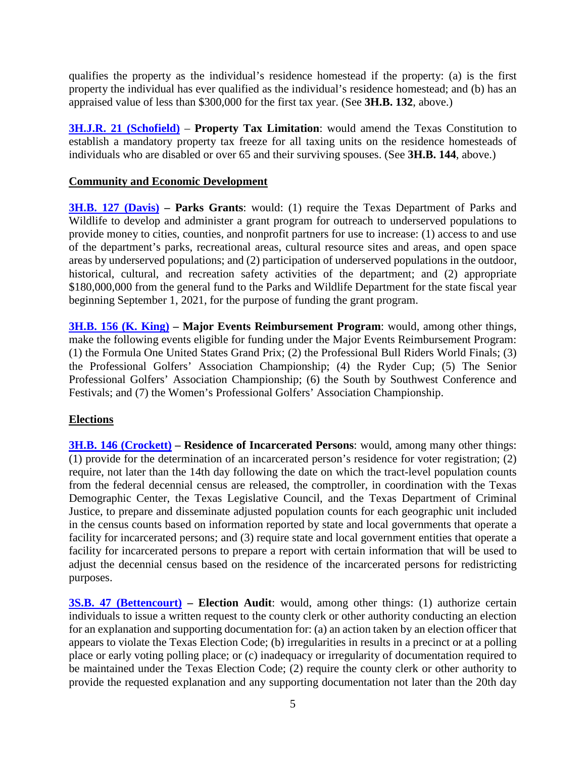qualifies the property as the individual's residence homestead if the property: (a) is the first property the individual has ever qualified as the individual's residence homestead; and (b) has an appraised value of less than $300,000 for the first tax year. (See **3H.B. 132**, above.)

**3H.J.R. 21 (Schofield)** – **Property Tax Limitation**: would amend the Texas Constitution to establish a mandatory property tax freeze for all taxing units on the residence homesteads of individuals who are disabled or over 65 and their surviving spouses. (See **3H.B. 144**, above.)

## Community and Economic Development

**3H.B. 127 (Davis) – Parks Grants**: would: (1) require the Texas Department of Parks and Wildlife to develop and administer a grant program for outreach to underserved populations to provide money to cities, counties, and nonprofit partners for use to increase: (1) access to and use of the department's parks, recreational areas, cultural resource sites and areas, and open space areas by underserved populations; and (2) participation of underserved populations in the outdoor, historical, cultural, and recreation safety activities of the department; and (2) appropriate $180,000,000 from the general fund to the Parks and Wildlife Department for the state fiscal year beginning September 1, 2021, for the purpose of funding the grant program.

**3H.B. 156 (K. King) – Major Events Reimbursement Program**: would, among other things, make the following events eligible for funding under the Major Events Reimbursement Program: (1) the Formula One United States Grand Prix; (2) the Professional Bull Riders World Finals; (3) the Professional Golfers' Association Championship; (4) the Ryder Cup; (5) The Senior Professional Golfers' Association Championship; (6) the South by Southwest Conference and Festivals; and (7) the Women's Professional Golfers' Association Championship.

## Elections

**3H.B. 146 (Crockett) – Residence of Incarcerated Persons**: would, among many other things: (1) provide for the determination of an incarcerated person's residence for voter registration; (2) require, not later than the 14th day following the date on which the tract-level population counts from the federal decennial census are released, the comptroller, in coordination with the Texas Demographic Center, the Texas Legislative Council, and the Texas Department of Criminal Justice, to prepare and disseminate adjusted population counts for each geographic unit included in the census counts based on information reported by state and local governments that operate a facility for incarcerated persons; and (3) require state and local government entities that operate a facility for incarcerated persons to prepare a report with certain information that will be used to adjust the decennial census based on the residence of the incarcerated persons for redistricting purposes.

**3S.B. 47 (Bettencourt) – Election Audit**: would, among other things: (1) authorize certain individuals to issue a written request to the county clerk or other authority conducting an election for an explanation and supporting documentation for: (a) an action taken by an election officer that appears to violate the Texas Election Code; (b) irregularities in results in a precinct or at a polling place or early voting polling place; or (c) inadequacy or irregularity of documentation required to be maintained under the Texas Election Code; (2) require the county clerk or other authority to provide the requested explanation and any supporting documentation not later than the 20th day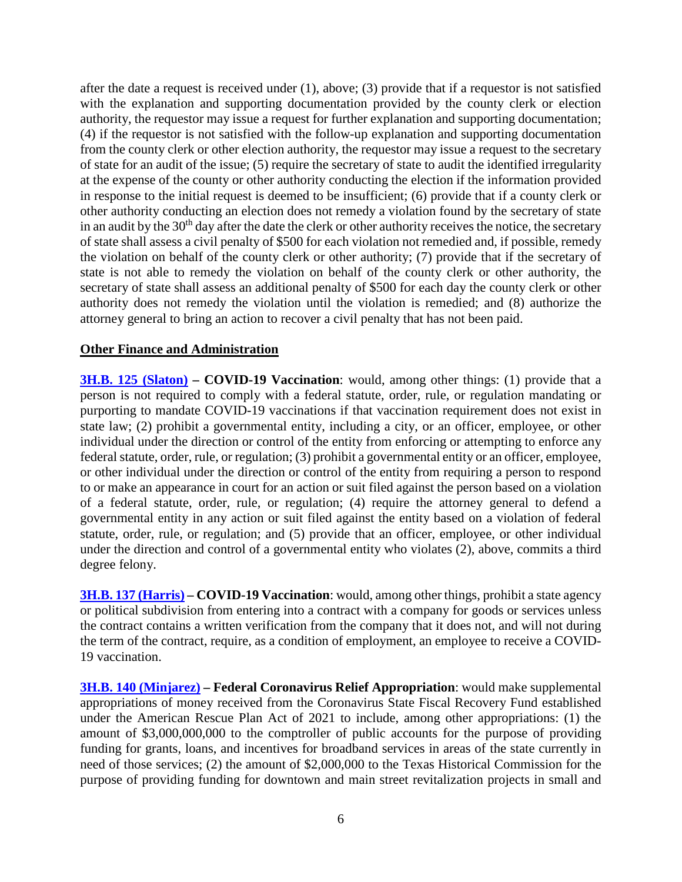after the date a request is received under (1), above; (3) provide that if a requestor is not satisfied with the explanation and supporting documentation provided by the county clerk or election authority, the requestor may issue a request for further explanation and supporting documentation; (4) if the requestor is not satisfied with the follow-up explanation and supporting documentation from the county clerk or other election authority, the requestor may issue a request to the secretary of state for an audit of the issue; (5) require the secretary of state to audit the identified irregularity at the expense of the county or other authority conducting the election if the information provided in response to the initial request is deemed to be insufficient; (6) provide that if a county clerk or other authority conducting an election does not remedy a violation found by the secretary of state in an audit by the 30th day after the date the clerk or other authority receives the notice, the secretary of state shall assess a civil penalty of $500 for each violation not remedied and, if possible, remedy the violation on behalf of the county clerk or other authority; (7) provide that if the secretary of state is not able to remedy the violation on behalf of the county clerk or other authority, the secretary of state shall assess an additional penalty of $500 for each day the county clerk or other authority does not remedy the violation until the violation is remedied; and (8) authorize the attorney general to bring an action to recover a civil penalty that has not been paid.

**Other Finance and Administration**

**3H.B. 125 (Slaton) – COVID-19 Vaccination**: would, among other things: (1) provide that a person is not required to comply with a federal statute, order, rule, or regulation mandating or purporting to mandate COVID-19 vaccinations if that vaccination requirement does not exist in state law; (2) prohibit a governmental entity, including a city, or an officer, employee, or other individual under the direction or control of the entity from enforcing or attempting to enforce any federal statute, order, rule, or regulation; (3) prohibit a governmental entity or an officer, employee, or other individual under the direction or control of the entity from requiring a person to respond to or make an appearance in court for an action or suit filed against the person based on a violation of a federal statute, order, rule, or regulation; (4) require the attorney general to defend a governmental entity in any action or suit filed against the entity based on a violation of federal statute, order, rule, or regulation; and (5) provide that an officer, employee, or other individual under the direction and control of a governmental entity who violates (2), above, commits a third degree felony.

**3H.B. 137 (Harris) – COVID-19 Vaccination**: would, among other things, prohibit a state agency or political subdivision from entering into a contract with a company for goods or services unless the contract contains a written verification from the company that it does not, and will not during the term of the contract, require, as a condition of employment, an employee to receive a COVID-19 vaccination.

**3H.B. 140 (Minjarez) – Federal Coronavirus Relief Appropriation**: would make supplemental appropriations of money received from the Coronavirus State Fiscal Recovery Fund established under the American Rescue Plan Act of 2021 to include, among other appropriations: (1) the amount of $3,000,000,000 to the comptroller of public accounts for the purpose of providing funding for grants, loans, and incentives for broadband services in areas of the state currently in need of those services; (2) the amount of $2,000,000 to the Texas Historical Commission for the purpose of providing funding for downtown and main street revitalization projects in small and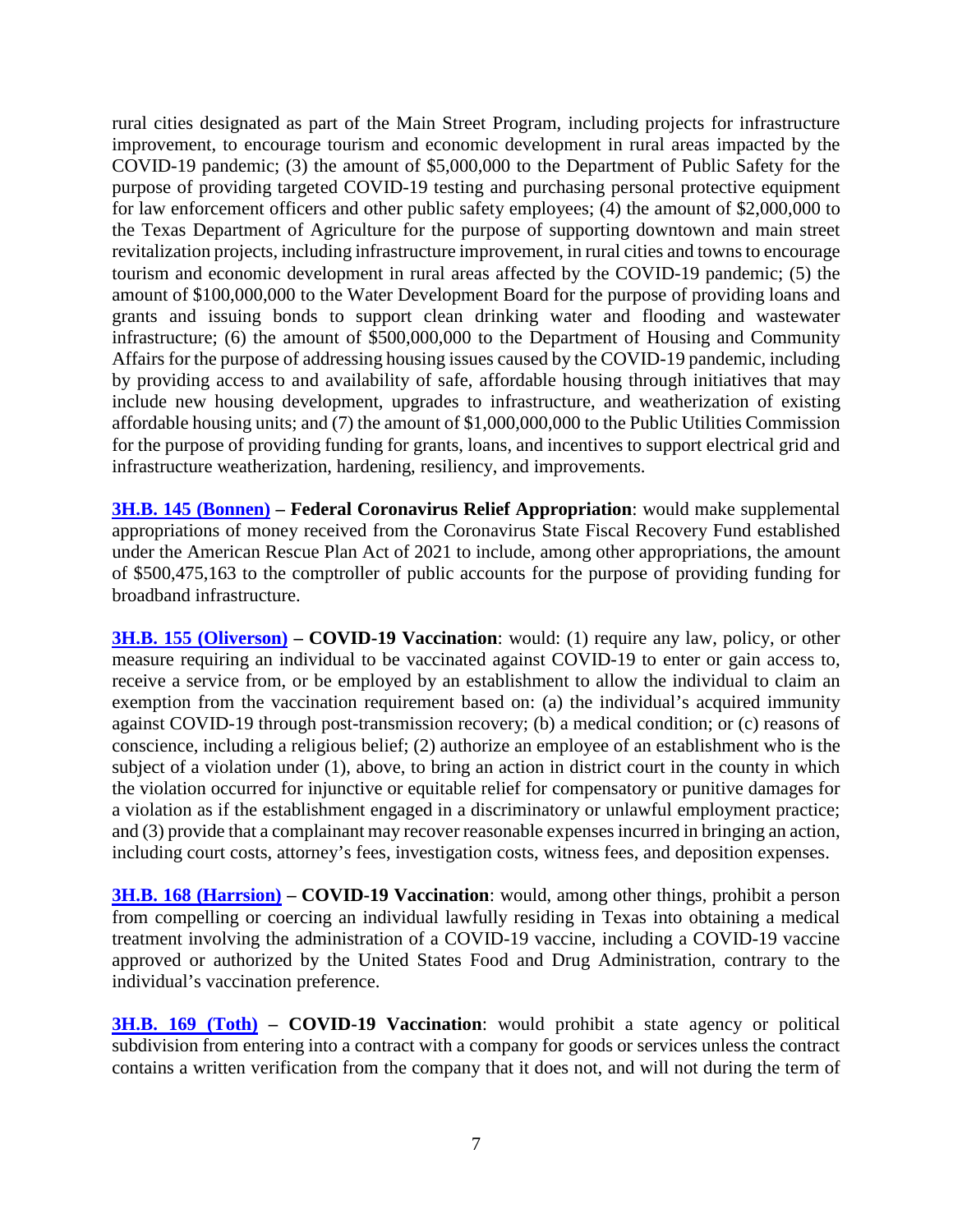rural cities designated as part of the Main Street Program, including projects for infrastructure improvement, to encourage tourism and economic development in rural areas impacted by the COVID-19 pandemic; (3) the amount of $5,000,000 to the Department of Public Safety for the purpose of providing targeted COVID-19 testing and purchasing personal protective equipment for law enforcement officers and other public safety employees; (4) the amount of $2,000,000 to the Texas Department of Agriculture for the purpose of supporting downtown and main street revitalization projects, including infrastructure improvement, in rural cities and towns to encourage tourism and economic development in rural areas affected by the COVID-19 pandemic; (5) the amount of $100,000,000 to the Water Development Board for the purpose of providing loans and grants and issuing bonds to support clean drinking water and flooding and wastewater infrastructure; (6) the amount of $500,000,000 to the Department of Housing and Community Affairs for the purpose of addressing housing issues caused by the COVID-19 pandemic, including by providing access to and availability of safe, affordable housing through initiatives that may include new housing development, upgrades to infrastructure, and weatherization of existing affordable housing units; and (7) the amount of $1,000,000,000 to the Public Utilities Commission for the purpose of providing funding for grants, loans, and incentives to support electrical grid and infrastructure weatherization, hardening, resiliency, and improvements.

**3H.B. 145 (Bonnen) – Federal Coronavirus Relief Appropriation**: would make supplemental appropriations of money received from the Coronavirus State Fiscal Recovery Fund established under the American Rescue Plan Act of 2021 to include, among other appropriations, the amount of $500,475,163 to the comptroller of public accounts for the purpose of providing funding for broadband infrastructure.

**3H.B. 155 (Oliverson) – COVID-19 Vaccination**: would: (1) require any law, policy, or other measure requiring an individual to be vaccinated against COVID-19 to enter or gain access to, receive a service from, or be employed by an establishment to allow the individual to claim an exemption from the vaccination requirement based on: (a) the individual's acquired immunity against COVID-19 through post-transmission recovery; (b) a medical condition; or (c) reasons of conscience, including a religious belief; (2) authorize an employee of an establishment who is the subject of a violation under (1), above, to bring an action in district court in the county in which the violation occurred for injunctive or equitable relief for compensatory or punitive damages for a violation as if the establishment engaged in a discriminatory or unlawful employment practice; and (3) provide that a complainant may recover reasonable expenses incurred in bringing an action, including court costs, attorney's fees, investigation costs, witness fees, and deposition expenses.

**3H.B. 168 (Harrsion) – COVID-19 Vaccination**: would, among other things, prohibit a person from compelling or coercing an individual lawfully residing in Texas into obtaining a medical treatment involving the administration of a COVID-19 vaccine, including a COVID-19 vaccine approved or authorized by the United States Food and Drug Administration, contrary to the individual's vaccination preference.

**3H.B. 169 (Toth) – COVID-19 Vaccination**: would prohibit a state agency or political subdivision from entering into a contract with a company for goods or services unless the contract contains a written verification from the company that it does not, and will not during the term of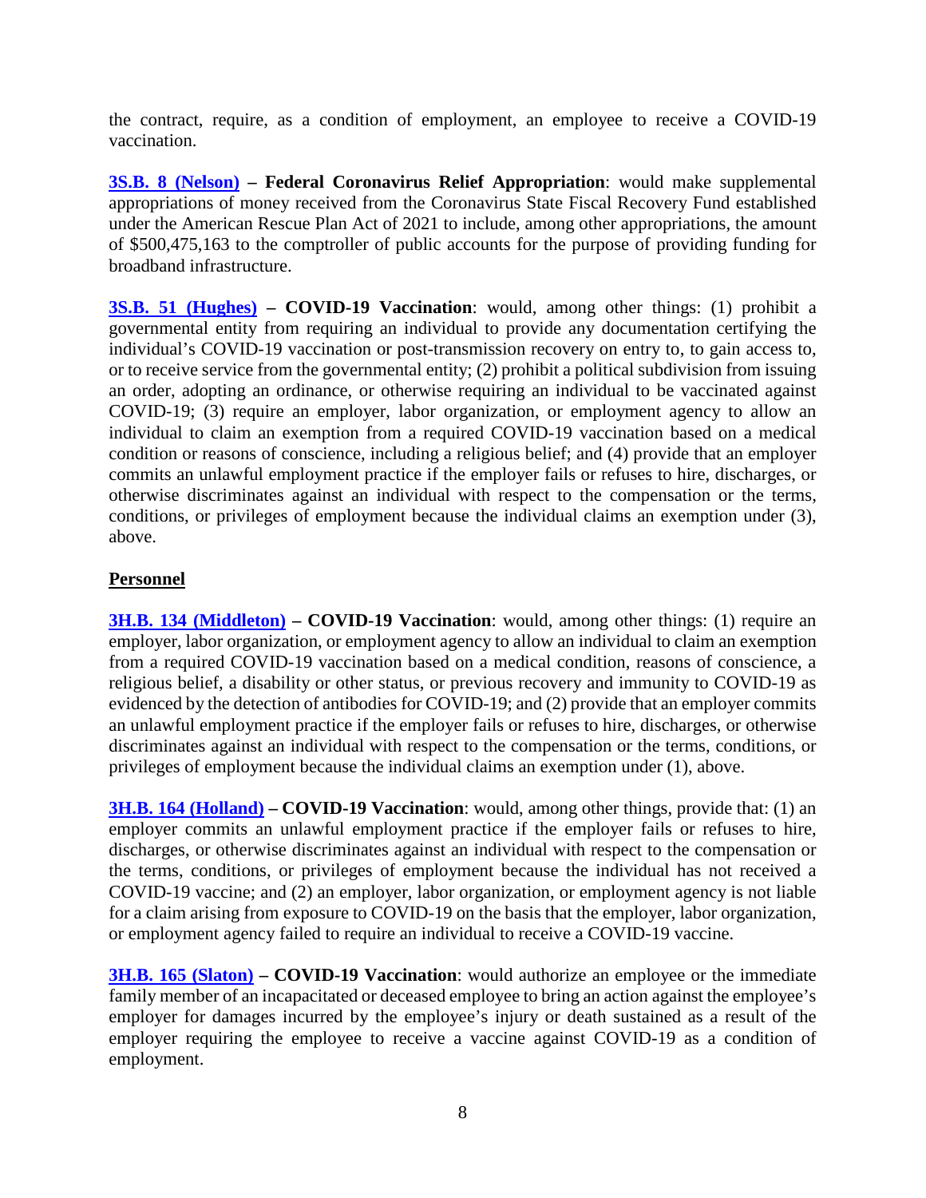the contract, require, as a condition of employment, an employee to receive a COVID-19 vaccination.

**3S.B. 8 (Nelson) – Federal Coronavirus Relief Appropriation**: would make supplemental appropriations of money received from the Coronavirus State Fiscal Recovery Fund established under the American Rescue Plan Act of 2021 to include, among other appropriations, the amount of $500,475,163 to the comptroller of public accounts for the purpose of providing funding for broadband infrastructure.

**3S.B. 51 (Hughes) – COVID-19 Vaccination**: would, among other things: (1) prohibit a governmental entity from requiring an individual to provide any documentation certifying the individual's COVID-19 vaccination or post-transmission recovery on entry to, to gain access to, or to receive service from the governmental entity; (2) prohibit a political subdivision from issuing an order, adopting an ordinance, or otherwise requiring an individual to be vaccinated against COVID-19; (3) require an employer, labor organization, or employment agency to allow an individual to claim an exemption from a required COVID-19 vaccination based on a medical condition or reasons of conscience, including a religious belief; and (4) provide that an employer commits an unlawful employment practice if the employer fails or refuses to hire, discharges, or otherwise discriminates against an individual with respect to the compensation or the terms, conditions, or privileges of employment because the individual claims an exemption under (3), above.

## Personnel

**3H.B. 134 (Middleton) – COVID-19 Vaccination**: would, among other things: (1) require an employer, labor organization, or employment agency to allow an individual to claim an exemption from a required COVID-19 vaccination based on a medical condition, reasons of conscience, a religious belief, a disability or other status, or previous recovery and immunity to COVID-19 as evidenced by the detection of antibodies for COVID-19; and (2) provide that an employer commits an unlawful employment practice if the employer fails or refuses to hire, discharges, or otherwise discriminates against an individual with respect to the compensation or the terms, conditions, or privileges of employment because the individual claims an exemption under (1), above.

**3H.B. 164 (Holland) – COVID-19 Vaccination**: would, among other things, provide that: (1) an employer commits an unlawful employment practice if the employer fails or refuses to hire, discharges, or otherwise discriminates against an individual with respect to the compensation or the terms, conditions, or privileges of employment because the individual has not received a COVID-19 vaccine; and (2) an employer, labor organization, or employment agency is not liable for a claim arising from exposure to COVID-19 on the basis that the employer, labor organization, or employment agency failed to require an individual to receive a COVID-19 vaccine.

**3H.B. 165 (Slaton) – COVID-19 Vaccination**: would authorize an employee or the immediate family member of an incapacitated or deceased employee to bring an action against the employee's employer for damages incurred by the employee's injury or death sustained as a result of the employer requiring the employee to receive a vaccine against COVID-19 as a condition of employment.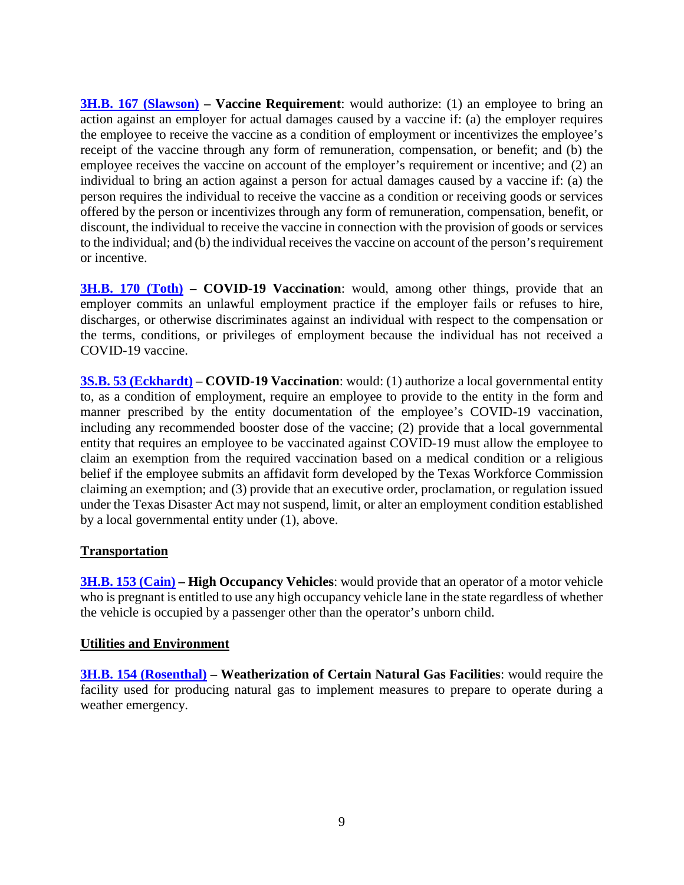**3H.B. 167 (Slawson) – Vaccine Requirement**: would authorize: (1) an employee to bring an action against an employer for actual damages caused by a vaccine if: (a) the employer requires the employee to receive the vaccine as a condition of employment or incentivizes the employee's receipt of the vaccine through any form of remuneration, compensation, or benefit; and (b) the employee receives the vaccine on account of the employer's requirement or incentive; and (2) an individual to bring an action against a person for actual damages caused by a vaccine if: (a) the person requires the individual to receive the vaccine as a condition or receiving goods or services offered by the person or incentivizes through any form of remuneration, compensation, benefit, or discount, the individual to receive the vaccine in connection with the provision of goods or services to the individual; and (b) the individual receives the vaccine on account of the person's requirement or incentive.

**3H.B. 170 (Toth) – COVID-19 Vaccination**: would, among other things, provide that an employer commits an unlawful employment practice if the employer fails or refuses to hire, discharges, or otherwise discriminates against an individual with respect to the compensation or the terms, conditions, or privileges of employment because the individual has not received a COVID-19 vaccine.

**3S.B. 53 (Eckhardt) – COVID-19 Vaccination**: would: (1) authorize a local governmental entity to, as a condition of employment, require an employee to provide to the entity in the form and manner prescribed by the entity documentation of the employee's COVID-19 vaccination, including any recommended booster dose of the vaccine; (2) provide that a local governmental entity that requires an employee to be vaccinated against COVID-19 must allow the employee to claim an exemption from the required vaccination based on a medical condition or a religious belief if the employee submits an affidavit form developed by the Texas Workforce Commission claiming an exemption; and (3) provide that an executive order, proclamation, or regulation issued under the Texas Disaster Act may not suspend, limit, or alter an employment condition established by a local governmental entity under (1), above.

## Transportation

**3H.B. 153 (Cain) – High Occupancy Vehicles**: would provide that an operator of a motor vehicle who is pregnant is entitled to use any high occupancy vehicle lane in the state regardless of whether the vehicle is occupied by a passenger other than the operator's unborn child.

## Utilities and Environment

**3H.B. 154 (Rosenthal) – Weatherization of Certain Natural Gas Facilities**: would require the facility used for producing natural gas to implement measures to prepare to operate during a weather emergency.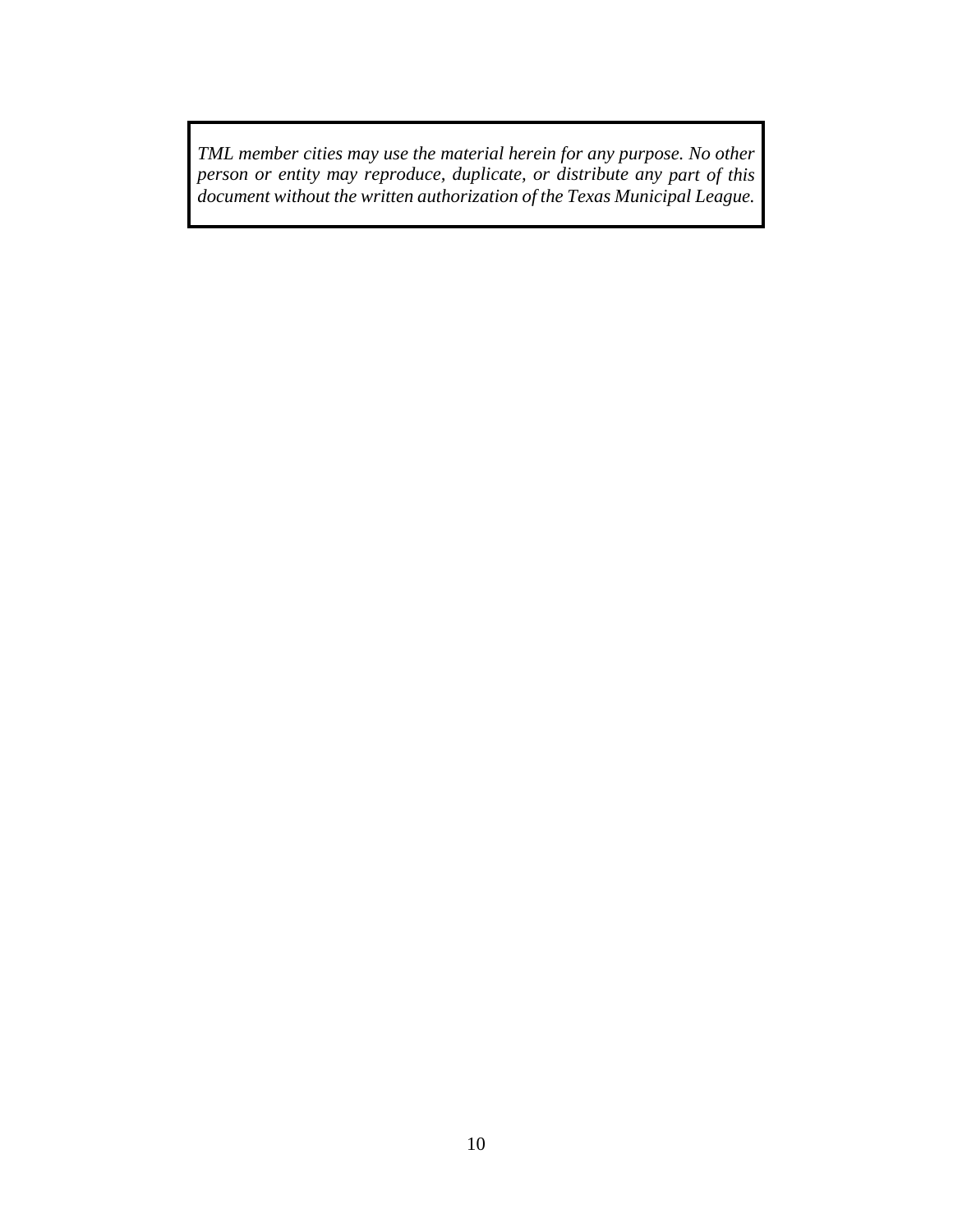*TML member cities may use the material herein for any purpose. No other person or entity may reproduce, duplicate, or distribute any part of this document without the written authorization of the Texas Municipal League.*